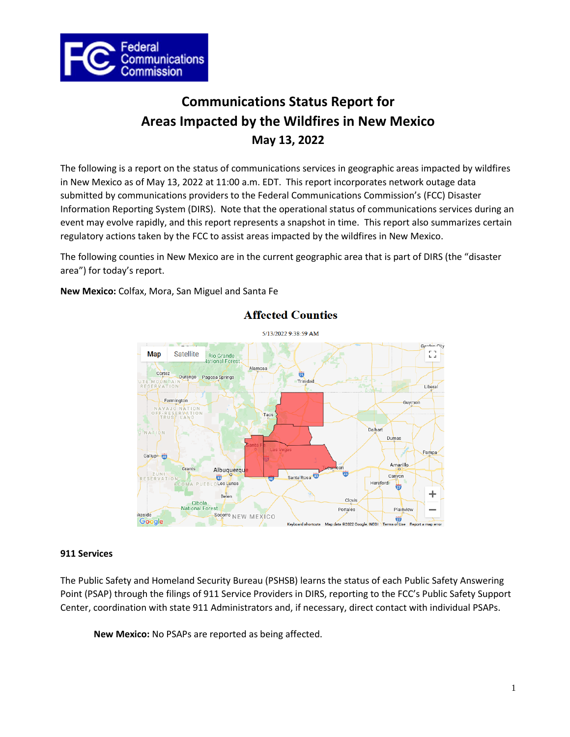# Communications Status Report for Areas Impacted by the Wildfires in New Mexico

## May 13, 2022

The following is a report on the status of communications services in geographic areas impacted by wildfires in New Mexico as of May 13, 2022 at 11:00 a.m. EDT. This report incorporates network outage data submitted by communications providers to the Federal Communications Commission's (FCC) Disaster Information Reporting System (DIRS). Note that the operational status of communications services during an event may evolve rapidly, and this report represents a snapshot in time. This report also summarizes certain regulatory actions taken by the FCC to assist areas impacted by the wildfires in New Mexico.

The following counties in New Mexico are in the current geographic area that is part of DIRS (the "disaster area") for today's report.

**New Mexico:** Colfax, Mora, San Miguel and Santa Fe

**Affected Counties**

5/13/2022 9:38:59 AM

### 911 Services

The Public Safety and Homeland Security Bureau (PSHSB) learns the status of each Public Safety Answering Point (PSAP) through the filings of 911 Service Providers in DIRS, reporting to the FCC's Public Safety Support Center, coordination with state 911 Administrators and, if necessary, direct contact with individual PSAPs.

**New Mexico:** No PSAPs are reported as being affected.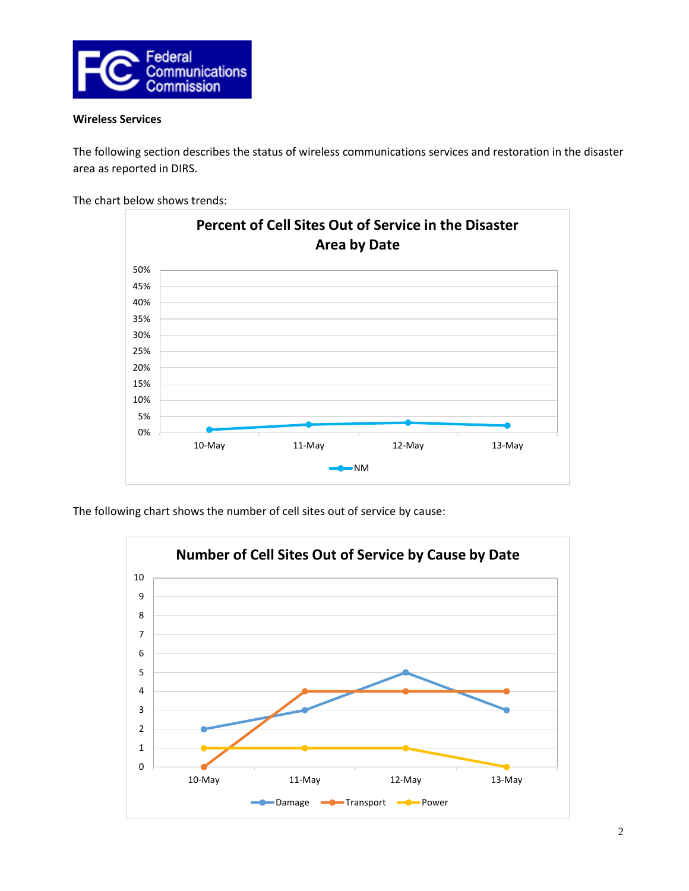**Wireless Services**

The following section describes the status of wireless communications services and restoration in the disaster area as reported in DIRS.

The chart below shows trends:

The following chart shows the number of cell sites out of service by cause: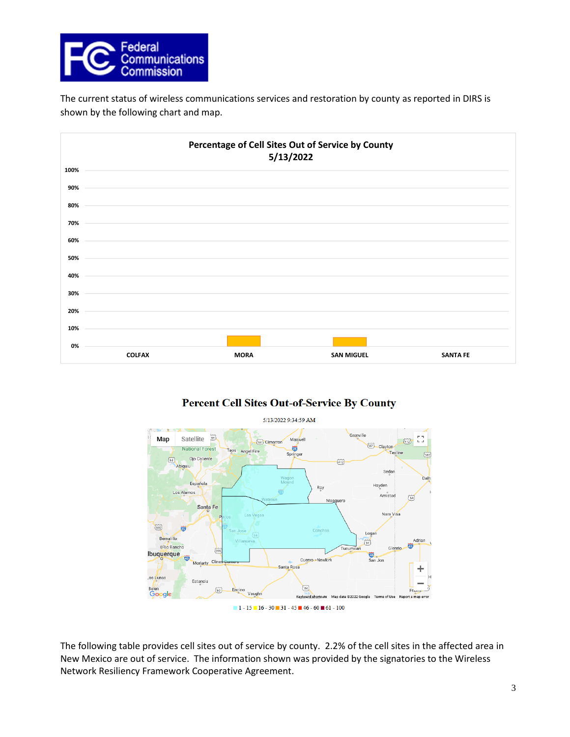The current status of wireless communications services and restoration by county as reported in DIRS is shown by the following chart and map.

**Percentage of Cell Sites Out of Service by County**
**5/13/2022**

**Percent Cell Sites Out-of-Service By County**

5/13/2022 9:34:59 AM

1 - 15 | 16 - 30 | 31 - 45 | 46 - 60 | 61 - 100

The following table provides cell sites out of service by county. 2.2% of the cell sites in the affected area in New Mexico are out of service. The information shown was provided by the signatories to the Wireless Network Resiliency Framework Cooperative Agreement.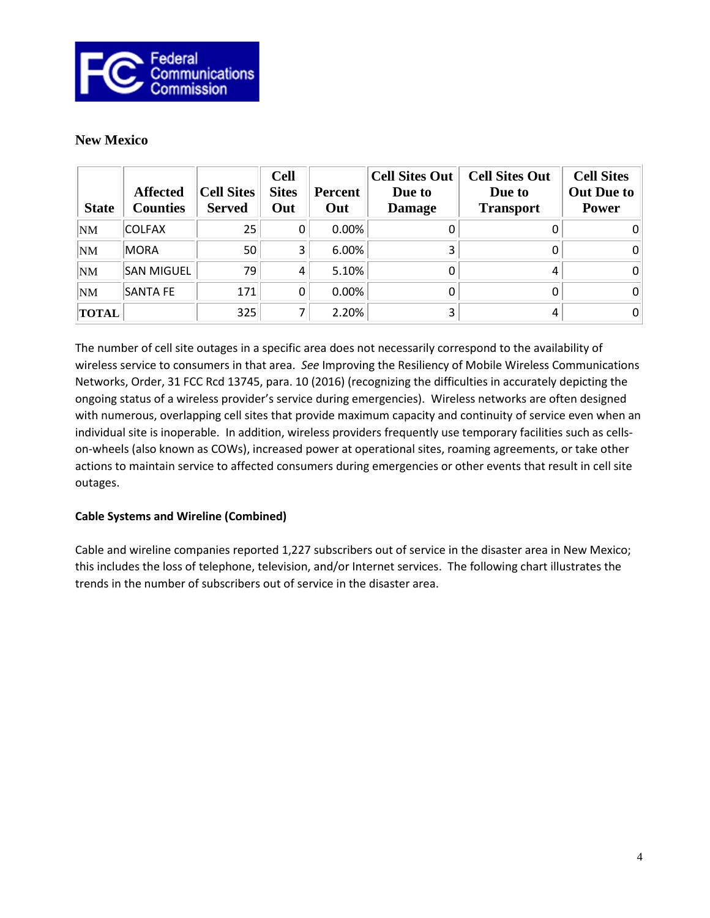## New Mexico

| State | Affected Counties | Cell Sites Served | Cell Sites Out | Percent Out | Cell Sites Out Due to Damage | Cell Sites Out Due to Transport | Cell Sites Out Due to Power |
|---|---|---|---|---|---|---|---|
| NM | COLFAX | 25 | 0 | 0.00% | 0 | 0 | 0 |
| NM | MORA | 50 | 3 | 6.00% | 3 | 0 | 0 |
| NM | SAN MIGUEL | 79 | 4 | 5.10% | 0 | 4 | 0 |
| NM | SANTA FE | 171 | 0 | 0.00% | 0 | 0 | 0 |
| **TOTAL** | | 325 | 7 | 2.20% | 3 | 4 | 0 |

The number of cell site outages in a specific area does not necessarily correspond to the availability of wireless service to consumers in that area. *See* Improving the Resiliency of Mobile Wireless Communications Networks, Order, 31 FCC Rcd 13745, para. 10 (2016) (recognizing the difficulties in accurately depicting the ongoing status of a wireless provider's service during emergencies). Wireless networks are often designed with numerous, overlapping cell sites that provide maximum capacity and continuity of service even when an individual site is inoperable. In addition, wireless providers frequently use temporary facilities such as cells-on-wheels (also known as COWs), increased power at operational sites, roaming agreements, or take other actions to maintain service to affected consumers during emergencies or other events that result in cell site outages.

**Cable Systems and Wireline (Combined)**

Cable and wireline companies reported 1,227 subscribers out of service in the disaster area in New Mexico; this includes the loss of telephone, television, and/or Internet services. The following chart illustrates the trends in the number of subscribers out of service in the disaster area.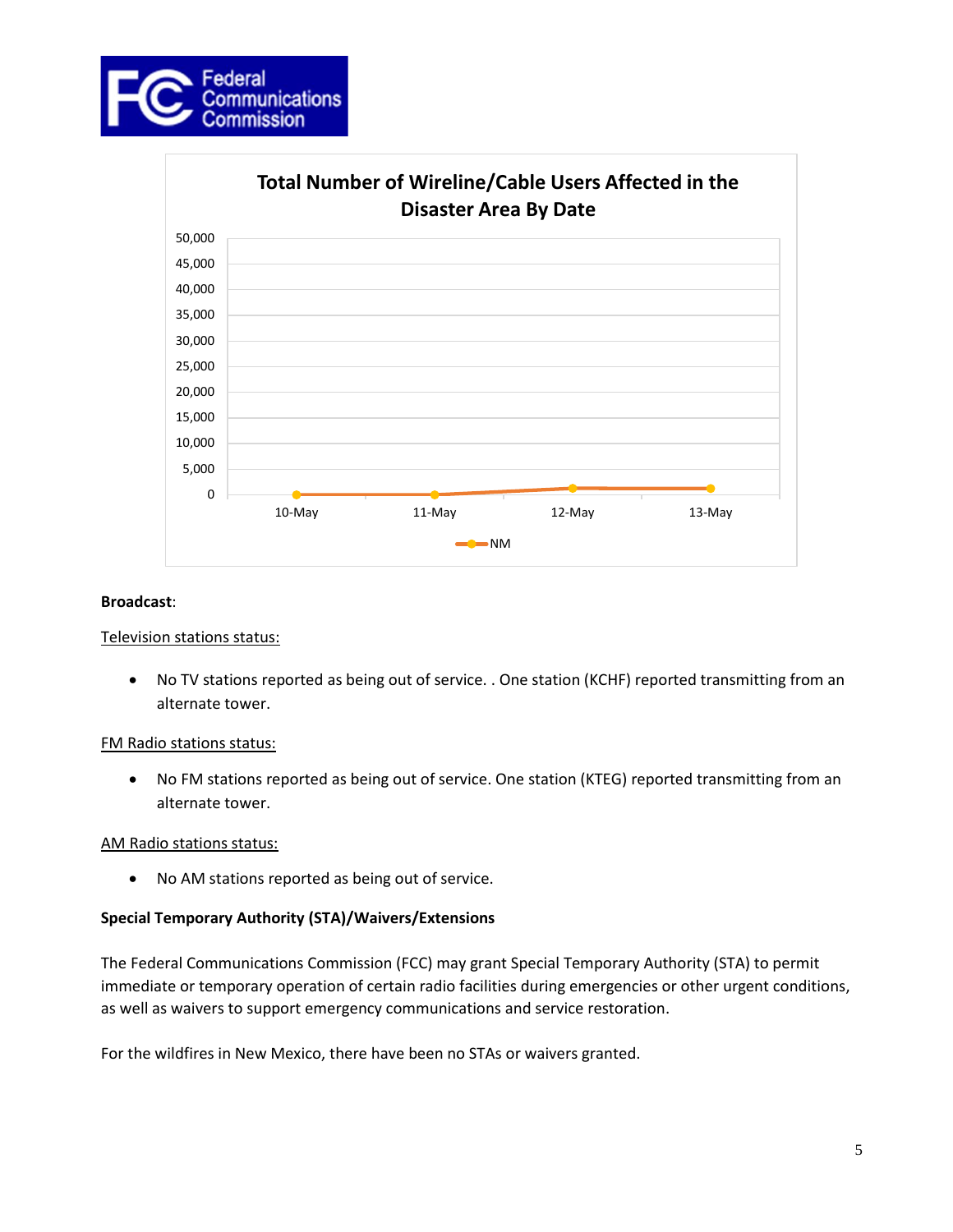Total Number of Wireline/Cable Users Affected in the Disaster Area By Date

50,000
45,000
40,000
35,000
30,000
25,000
20,000
15,000
10,000
5,000
0

10-May
11-May
12-May
13-May

NM

**Broadcast**:

Television stations status:

- No TV stations reported as being out of service. . One station (KCHF) reported transmitting from an alternate tower.

FM Radio stations status:

- No FM stations reported as being out of service. One station (KTEG) reported transmitting from an alternate tower.

AM Radio stations status:

- No AM stations reported as being out of service.

**Special Temporary Authority (STA)/Waivers/Extensions**

The Federal Communications Commission (FCC) may grant Special Temporary Authority (STA) to permit immediate or temporary operation of certain radio facilities during emergencies or other urgent conditions, as well as waivers to support emergency communications and service restoration.

For the wildfires in New Mexico, there have been no STAs or waivers granted.